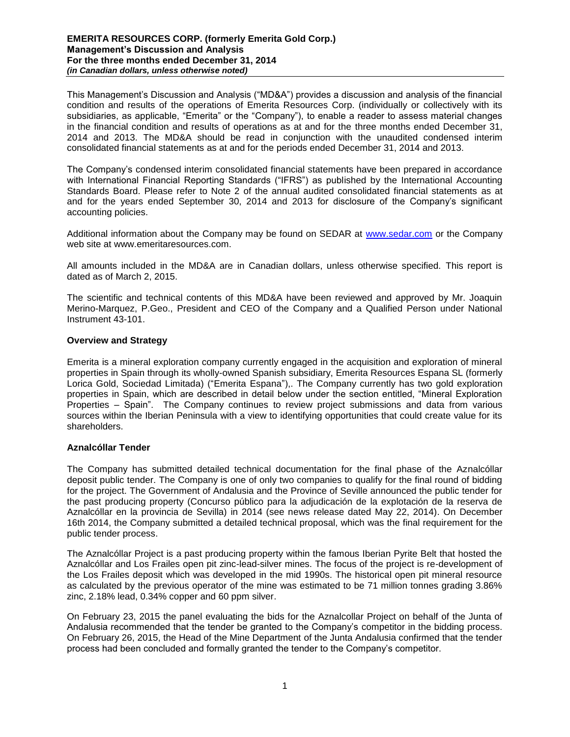This Management's Discussion and Analysis ("MD&A") provides a discussion and analysis of the financial condition and results of the operations of Emerita Resources Corp. (individually or collectively with its subsidiaries, as applicable, "Emerita" or the "Company"), to enable a reader to assess material changes in the financial condition and results of operations as at and for the three months ended December 31, 2014 and 2013. The MD&A should be read in conjunction with the unaudited condensed interim consolidated financial statements as at and for the periods ended December 31, 2014 and 2013.

The Company's condensed interim consolidated financial statements have been prepared in accordance with International Financial Reporting Standards ("IFRS") as published by the International Accounting Standards Board. Please refer to Note 2 of the annual audited consolidated financial statements as at and for the years ended September 30, 2014 and 2013 for disclosure of the Company's significant accounting policies.

Additional information about the Company may be found on SEDAR at www.sedar.com or the Company web site at www.emeritaresources.com.

All amounts included in the MD&A are in Canadian dollars, unless otherwise specified. This report is dated as of March 2, 2015.

The scientific and technical contents of this MD&A have been reviewed and approved by Mr. Joaquin Merino-Marquez, P.Geo., President and CEO of the Company and a Qualified Person under National Instrument 43-101.

**Overview and Strategy**

Emerita is a mineral exploration company currently engaged in the acquisition and exploration of mineral properties in Spain through its wholly-owned Spanish subsidiary, Emerita Resources Espana SL (formerly Lorica Gold, Sociedad Limitada) ("Emerita Espana"),. The Company currently has two gold exploration properties in Spain, which are described in detail below under the section entitled, "Mineral Exploration Properties – Spain". The Company continues to review project submissions and data from various sources within the Iberian Peninsula with a view to identifying opportunities that could create value for its shareholders.

**Aznalcóllar Tender**

The Company has submitted detailed technical documentation for the final phase of the Aznalcóllar deposit public tender. The Company is one of only two companies to qualify for the final round of bidding for the project. The Government of Andalusia and the Province of Seville announced the public tender for the past producing property (Concurso público para la adjudicación de la explotación de la reserva de Aznalcóllar en la provincia de Sevilla) in 2014 (see news release dated May 22, 2014). On December 16th 2014, the Company submitted a detailed technical proposal, which was the final requirement for the public tender process.

The Aznalcóllar Project is a past producing property within the famous Iberian Pyrite Belt that hosted the Aznalcóllar and Los Frailes open pit zinc-lead-silver mines. The focus of the project is re-development of the Los Frailes deposit which was developed in the mid 1990s. The historical open pit mineral resource as calculated by the previous operator of the mine was estimated to be 71 million tonnes grading 3.86% zinc, 2.18% lead, 0.34% copper and 60 ppm silver.

On February 23, 2015 the panel evaluating the bids for the Aznalcollar Project on behalf of the Junta of Andalusia recommended that the tender be granted to the Company's competitor in the bidding process. On February 26, 2015, the Head of the Mine Department of the Junta Andalusia confirmed that the tender process had been concluded and formally granted the tender to the Company's competitor.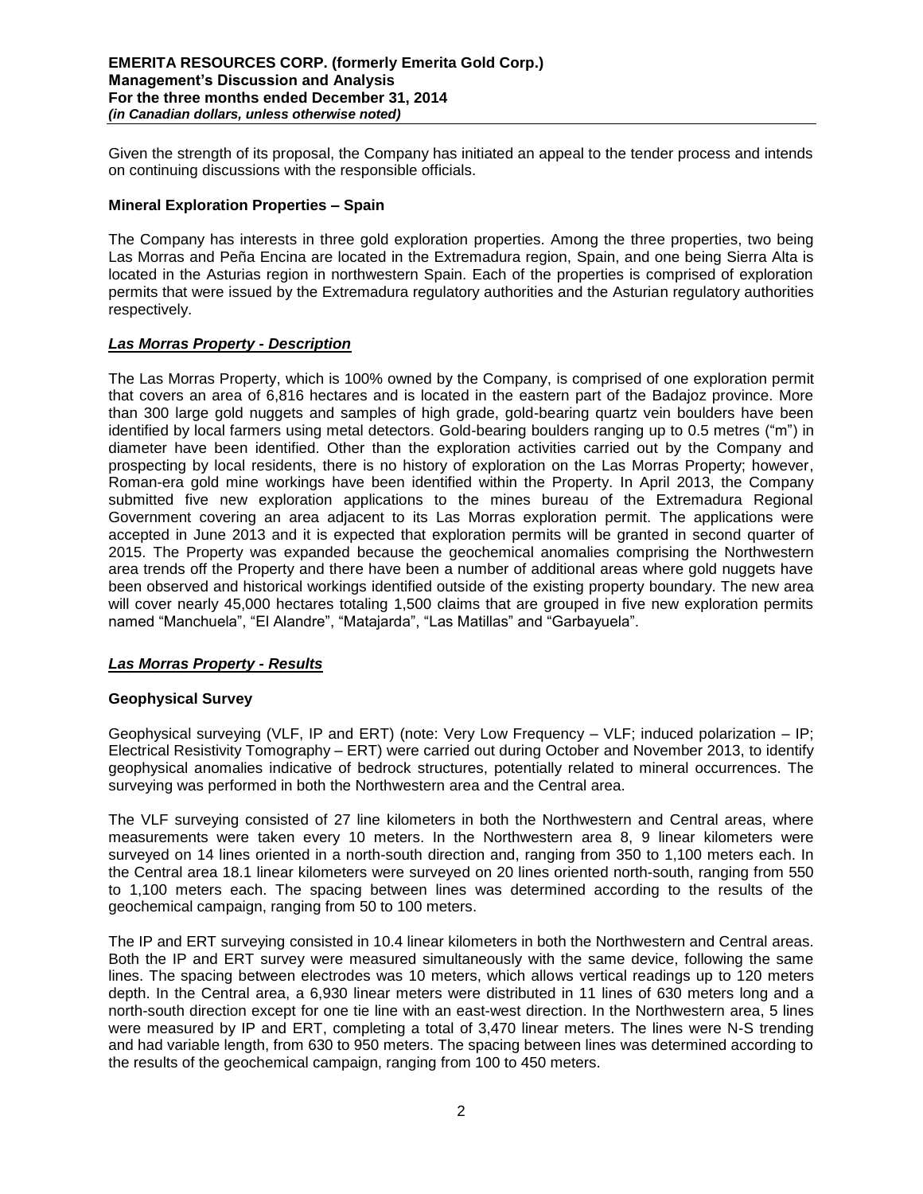Given the strength of its proposal, the Company has initiated an appeal to the tender process and intends on continuing discussions with the responsible officials.

**Mineral Exploration Properties – Spain**

The Company has interests in three gold exploration properties. Among the three properties, two being Las Morras and Peña Encina are located in the Extremadura region, Spain, and one being Sierra Alta is located in the Asturias region in northwestern Spain. Each of the properties is comprised of exploration permits that were issued by the Extremadura regulatory authorities and the Asturian regulatory authorities respectively.

***Las Morras Property - Description***

The Las Morras Property, which is 100% owned by the Company, is comprised of one exploration permit that covers an area of 6,816 hectares and is located in the eastern part of the Badajoz province. More than 300 large gold nuggets and samples of high grade, gold-bearing quartz vein boulders have been identified by local farmers using metal detectors. Gold-bearing boulders ranging up to 0.5 metres ("m") in diameter have been identified. Other than the exploration activities carried out by the Company and prospecting by local residents, there is no history of exploration on the Las Morras Property; however, Roman-era gold mine workings have been identified within the Property. In April 2013, the Company submitted five new exploration applications to the mines bureau of the Extremadura Regional Government covering an area adjacent to its Las Morras exploration permit. The applications were accepted in June 2013 and it is expected that exploration permits will be granted in second quarter of 2015. The Property was expanded because the geochemical anomalies comprising the Northwestern area trends off the Property and there have been a number of additional areas where gold nuggets have been observed and historical workings identified outside of the existing property boundary. The new area will cover nearly 45,000 hectares totaling 1,500 claims that are grouped in five new exploration permits named "Manchuela", "El Alandre", "Matajarda", "Las Matillas" and "Garbayuela".

***Las Morras Property - Results***

**Geophysical Survey**

Geophysical surveying (VLF, IP and ERT) (note: Very Low Frequency – VLF; induced polarization – IP; Electrical Resistivity Tomography – ERT) were carried out during October and November 2013, to identify geophysical anomalies indicative of bedrock structures, potentially related to mineral occurrences. The surveying was performed in both the Northwestern area and the Central area.

The VLF surveying consisted of 27 line kilometers in both the Northwestern and Central areas, where measurements were taken every 10 meters. In the Northwestern area 8, 9 linear kilometers were surveyed on 14 lines oriented in a north-south direction and, ranging from 350 to 1,100 meters each. In the Central area 18.1 linear kilometers were surveyed on 20 lines oriented north-south, ranging from 550 to 1,100 meters each. The spacing between lines was determined according to the results of the geochemical campaign, ranging from 50 to 100 meters.

The IP and ERT surveying consisted in 10.4 linear kilometers in both the Northwestern and Central areas. Both the IP and ERT survey were measured simultaneously with the same device, following the same lines. The spacing between electrodes was 10 meters, which allows vertical readings up to 120 meters depth. In the Central area, a 6,930 linear meters were distributed in 11 lines of 630 meters long and a north-south direction except for one tie line with an east-west direction. In the Northwestern area, 5 lines were measured by IP and ERT, completing a total of 3,470 linear meters. The lines were N-S trending and had variable length, from 630 to 950 meters. The spacing between lines was determined according to the results of the geochemical campaign, ranging from 100 to 450 meters.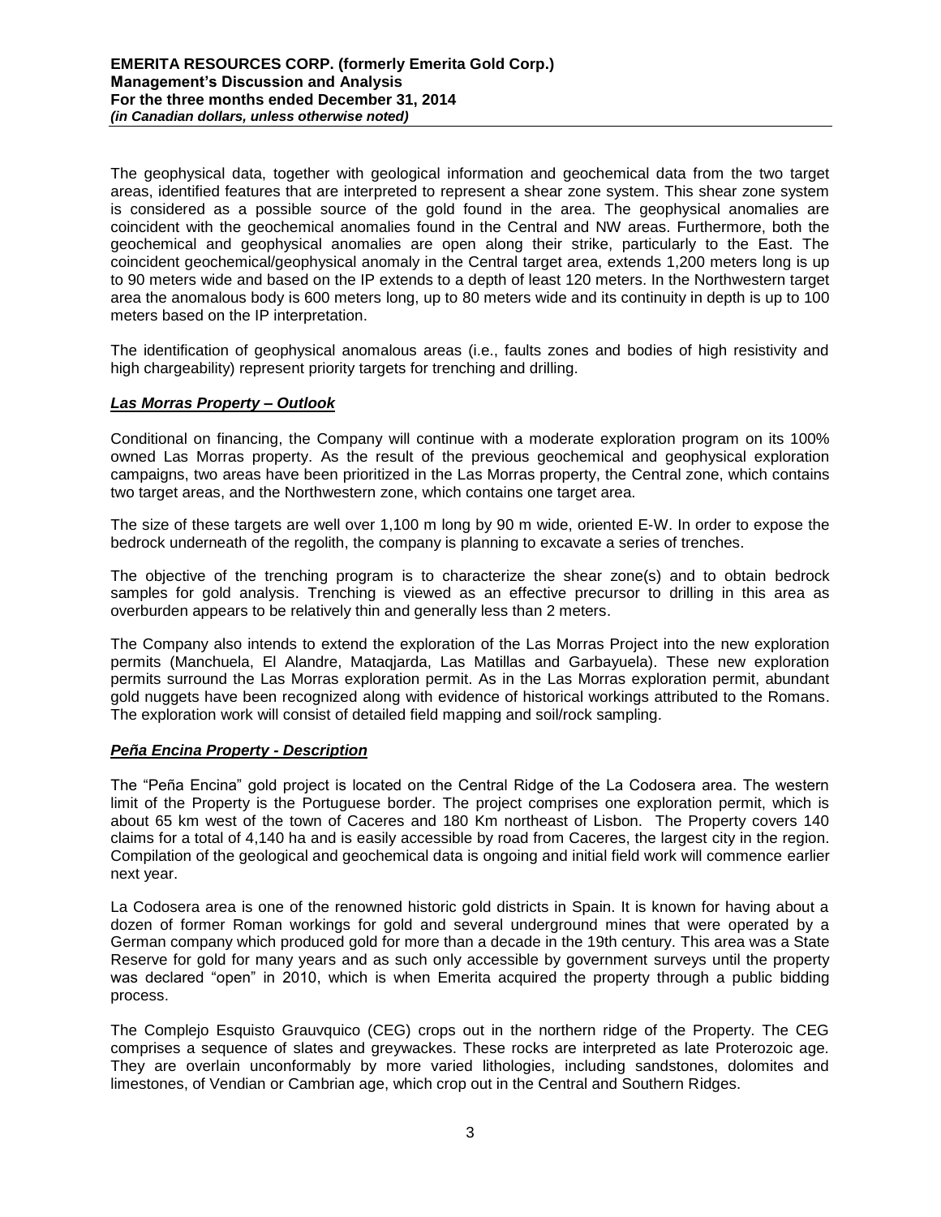The geophysical data, together with geological information and geochemical data from the two target areas, identified features that are interpreted to represent a shear zone system. This shear zone system is considered as a possible source of the gold found in the area. The geophysical anomalies are coincident with the geochemical anomalies found in the Central and NW areas. Furthermore, both the geochemical and geophysical anomalies are open along their strike, particularly to the East. The coincident geochemical/geophysical anomaly in the Central target area, extends 1,200 meters long is up to 90 meters wide and based on the IP extends to a depth of least 120 meters. In the Northwestern target area the anomalous body is 600 meters long, up to 80 meters wide and its continuity in depth is up to 100 meters based on the IP interpretation.

The identification of geophysical anomalous areas (i.e., faults zones and bodies of high resistivity and high chargeability) represent priority targets for trenching and drilling.

***Las Morras Property – Outlook***

Conditional on financing, the Company will continue with a moderate exploration program on its 100% owned Las Morras property. As the result of the previous geochemical and geophysical exploration campaigns, two areas have been prioritized in the Las Morras property, the Central zone, which contains two target areas, and the Northwestern zone, which contains one target area.

The size of these targets are well over 1,100 m long by 90 m wide, oriented E-W. In order to expose the bedrock underneath of the regolith, the company is planning to excavate a series of trenches.

The objective of the trenching program is to characterize the shear zone(s) and to obtain bedrock samples for gold analysis. Trenching is viewed as an effective precursor to drilling in this area as overburden appears to be relatively thin and generally less than 2 meters.

The Company also intends to extend the exploration of the Las Morras Project into the new exploration permits (Manchuela, El Alandre, Mataqjarda, Las Matillas and Garbayuela). These new exploration permits surround the Las Morras exploration permit. As in the Las Morras exploration permit, abundant gold nuggets have been recognized along with evidence of historical workings attributed to the Romans. The exploration work will consist of detailed field mapping and soil/rock sampling.

***Peña Encina Property - Description***

The "Peña Encina" gold project is located on the Central Ridge of the La Codosera area. The western limit of the Property is the Portuguese border. The project comprises one exploration permit, which is about 65 km west of the town of Caceres and 180 Km northeast of Lisbon. The Property covers 140 claims for a total of 4,140 ha and is easily accessible by road from Caceres, the largest city in the region. Compilation of the geological and geochemical data is ongoing and initial field work will commence earlier next year.

La Codosera area is one of the renowned historic gold districts in Spain. It is known for having about a dozen of former Roman workings for gold and several underground mines that were operated by a German company which produced gold for more than a decade in the 19th century. This area was a State Reserve for gold for many years and as such only accessible by government surveys until the property was declared "open" in 2010, which is when Emerita acquired the property through a public bidding process.

The Complejo Esquisto Grauvquico (CEG) crops out in the northern ridge of the Property. The CEG comprises a sequence of slates and greywackes. These rocks are interpreted as late Proterozoic age. They are overlain unconformably by more varied lithologies, including sandstones, dolomites and limestones, of Vendian or Cambrian age, which crop out in the Central and Southern Ridges.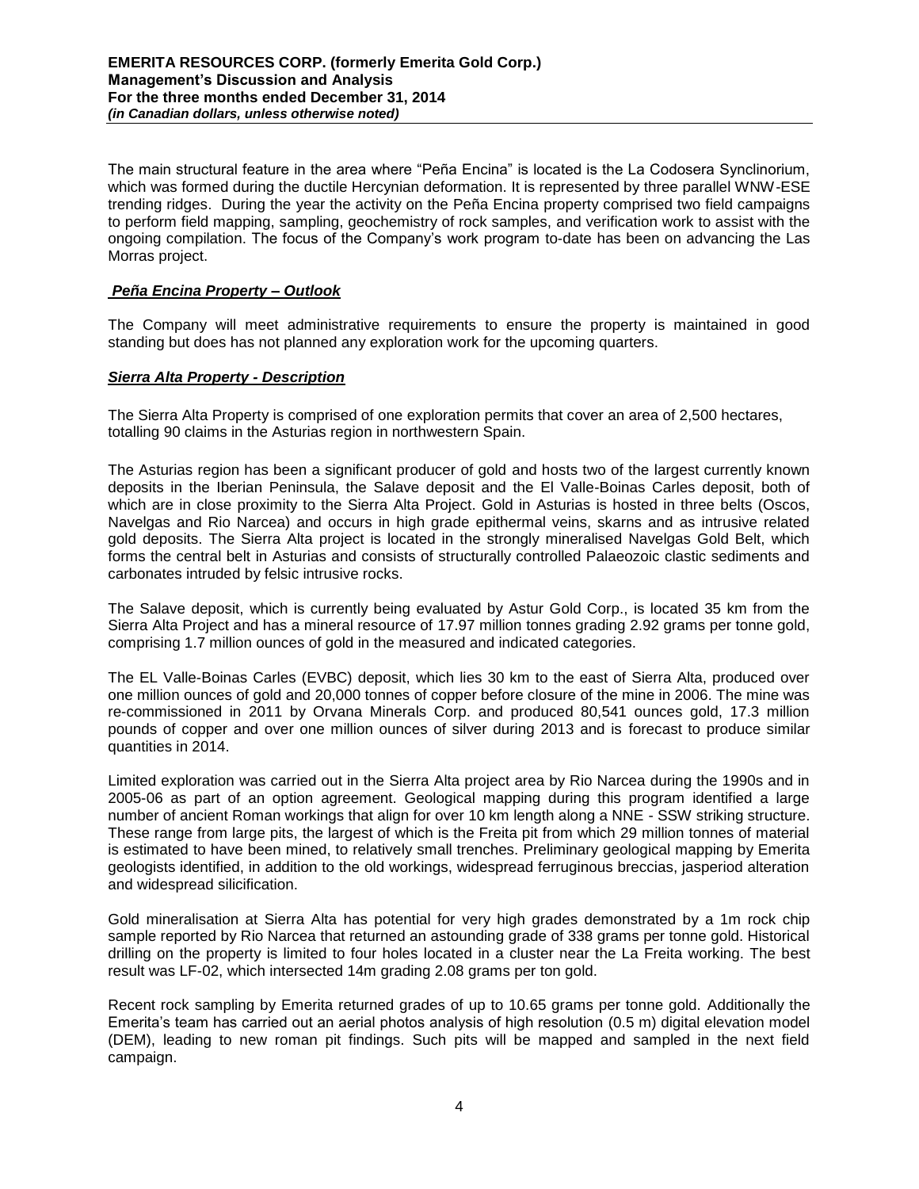The main structural feature in the area where "Peña Encina" is located is the La Codosera Synclinorium, which was formed during the ductile Hercynian deformation. It is represented by three parallel WNW-ESE trending ridges. During the year the activity on the Peña Encina property comprised two field campaigns to perform field mapping, sampling, geochemistry of rock samples, and verification work to assist with the ongoing compilation. The focus of the Company's work program to-date has been on advancing the Las Morras project.

***Peña Encina Property – Outlook***

The Company will meet administrative requirements to ensure the property is maintained in good standing but does has not planned any exploration work for the upcoming quarters.

***Sierra Alta Property - Description***

The Sierra Alta Property is comprised of one exploration permits that cover an area of 2,500 hectares, totalling 90 claims in the Asturias region in northwestern Spain.

The Asturias region has been a significant producer of gold and hosts two of the largest currently known deposits in the Iberian Peninsula, the Salave deposit and the El Valle-Boinas Carles deposit, both of which are in close proximity to the Sierra Alta Project. Gold in Asturias is hosted in three belts (Oscos, Navelgas and Rio Narcea) and occurs in high grade epithermal veins, skarns and as intrusive related gold deposits. The Sierra Alta project is located in the strongly mineralised Navelgas Gold Belt, which forms the central belt in Asturias and consists of structurally controlled Palaeozoic clastic sediments and carbonates intruded by felsic intrusive rocks.

The Salave deposit, which is currently being evaluated by Astur Gold Corp., is located 35 km from the Sierra Alta Project and has a mineral resource of 17.97 million tonnes grading 2.92 grams per tonne gold, comprising 1.7 million ounces of gold in the measured and indicated categories.

The EL Valle-Boinas Carles (EVBC) deposit, which lies 30 km to the east of Sierra Alta, produced over one million ounces of gold and 20,000 tonnes of copper before closure of the mine in 2006. The mine was re-commissioned in 2011 by Orvana Minerals Corp. and produced 80,541 ounces gold, 17.3 million pounds of copper and over one million ounces of silver during 2013 and is forecast to produce similar quantities in 2014.

Limited exploration was carried out in the Sierra Alta project area by Rio Narcea during the 1990s and in 2005-06 as part of an option agreement. Geological mapping during this program identified a large number of ancient Roman workings that align for over 10 km length along a NNE - SSW striking structure. These range from large pits, the largest of which is the Freita pit from which 29 million tonnes of material is estimated to have been mined, to relatively small trenches. Preliminary geological mapping by Emerita geologists identified, in addition to the old workings, widespread ferruginous breccias, jasperiod alteration and widespread silicification.

Gold mineralisation at Sierra Alta has potential for very high grades demonstrated by a 1m rock chip sample reported by Rio Narcea that returned an astounding grade of 338 grams per tonne gold. Historical drilling on the property is limited to four holes located in a cluster near the La Freita working. The best result was LF-02, which intersected 14m grading 2.08 grams per ton gold.

Recent rock sampling by Emerita returned grades of up to 10.65 grams per tonne gold. Additionally the Emerita's team has carried out an aerial photos analysis of high resolution (0.5 m) digital elevation model (DEM), leading to new roman pit findings. Such pits will be mapped and sampled in the next field campaign.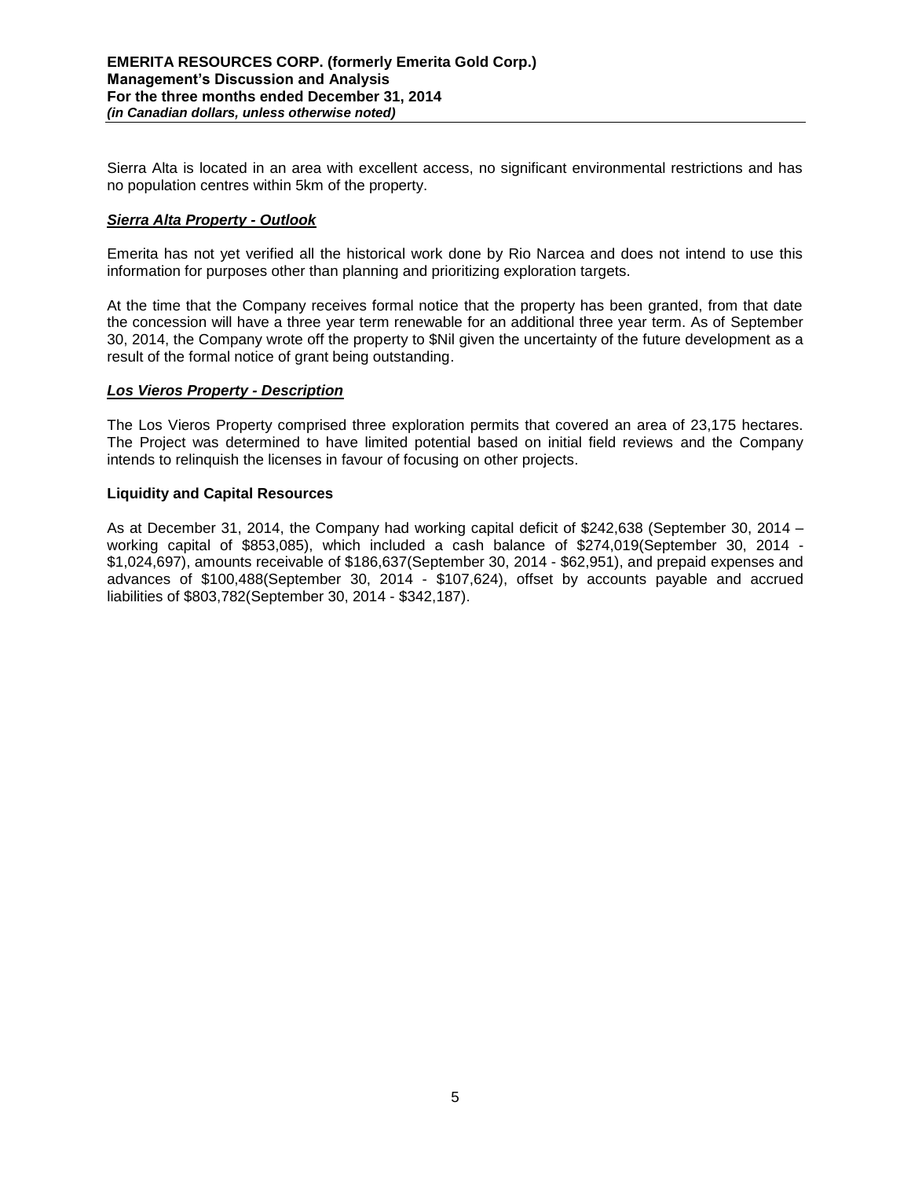Sierra Alta is located in an area with excellent access, no significant environmental restrictions and has no population centres within 5km of the property.

### ***Sierra Alta Property - Outlook***

Emerita has not yet verified all the historical work done by Rio Narcea and does not intend to use this information for purposes other than planning and prioritizing exploration targets.

At the time that the Company receives formal notice that the property has been granted, from that date the concession will have a three year term renewable for an additional three year term. As of September 30, 2014, the Company wrote off the property to $Nil given the uncertainty of the future development as a result of the formal notice of grant being outstanding.

### ***Los Vieros Property - Description***

The Los Vieros Property comprised three exploration permits that covered an area of 23,175 hectares. The Project was determined to have limited potential based on initial field reviews and the Company intends to relinquish the licenses in favour of focusing on other projects.

## **Liquidity and Capital Resources**

As at December 31, 2014, the Company had working capital deficit of $242,638 (September 30, 2014 – working capital of $853,085), which included a cash balance of $274,019(September 30, 2014 - $1,024,697), amounts receivable of $186,637(September 30, 2014 - $62,951), and prepaid expenses and advances of $100,488(September 30, 2014 - $107,624), offset by accounts payable and accrued liabilities of $803,782(September 30, 2014 - $342,187).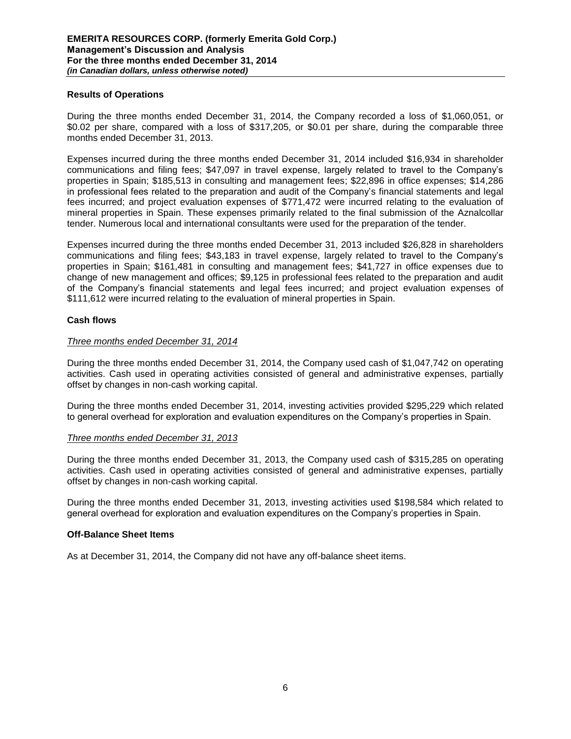## Results of Operations

During the three months ended December 31, 2014, the Company recorded a loss of $1,060,051, or $0.02 per share, compared with a loss of $317,205, or $0.01 per share, during the comparable three months ended December 31, 2013.

Expenses incurred during the three months ended December 31, 2014 included $16,934 in shareholder communications and filing fees; $47,097 in travel expense, largely related to travel to the Company's properties in Spain; $185,513 in consulting and management fees; $22,896 in office expenses; $14,286 in professional fees related to the preparation and audit of the Company's financial statements and legal fees incurred; and project evaluation expenses of $771,472 were incurred relating to the evaluation of mineral properties in Spain. These expenses primarily related to the final submission of the Aznalcollar tender. Numerous local and international consultants were used for the preparation of the tender.

Expenses incurred during the three months ended December 31, 2013 included $26,828 in shareholders communications and filing fees; 43,183 in travel expense, largely related to travel to the Company's properties in Spain; $161,481 in consulting and management fees; $41,727 in office expenses due to change of new management and offices; $9,125 in professional fees related to the preparation and audit of the Company's financial statements and legal fees incurred; and project evaluation expenses of $111,612 were incurred relating to the evaluation of mineral properties in Spain.

## Cash flows

### *Three months ended December 31, 2014*

During the three months ended December 31, 2014, the Company used cash of $1,047,742 on operating activities. Cash used in operating activities consisted of general and administrative expenses, partially offset by changes in non-cash working capital.

During the three months ended December 31, 2014, investing activities provided $295,229 which related to general overhead for exploration and evaluation expenditures on the Company's properties in Spain.

### *Three months ended December 31, 2013*

During the three months ended December 31, 2013, the Company used cash of $315,285 on operating activities. Cash used in operating activities consisted of general and administrative expenses, partially offset by changes in non-cash working capital.

During the three months ended December 31, 2013, investing activities used $198,584 which related to general overhead for exploration and evaluation expenditures on the Company's properties in Spain.

## Off-Balance Sheet Items

As at December 31, 2014, the Company did not have any off-balance sheet items.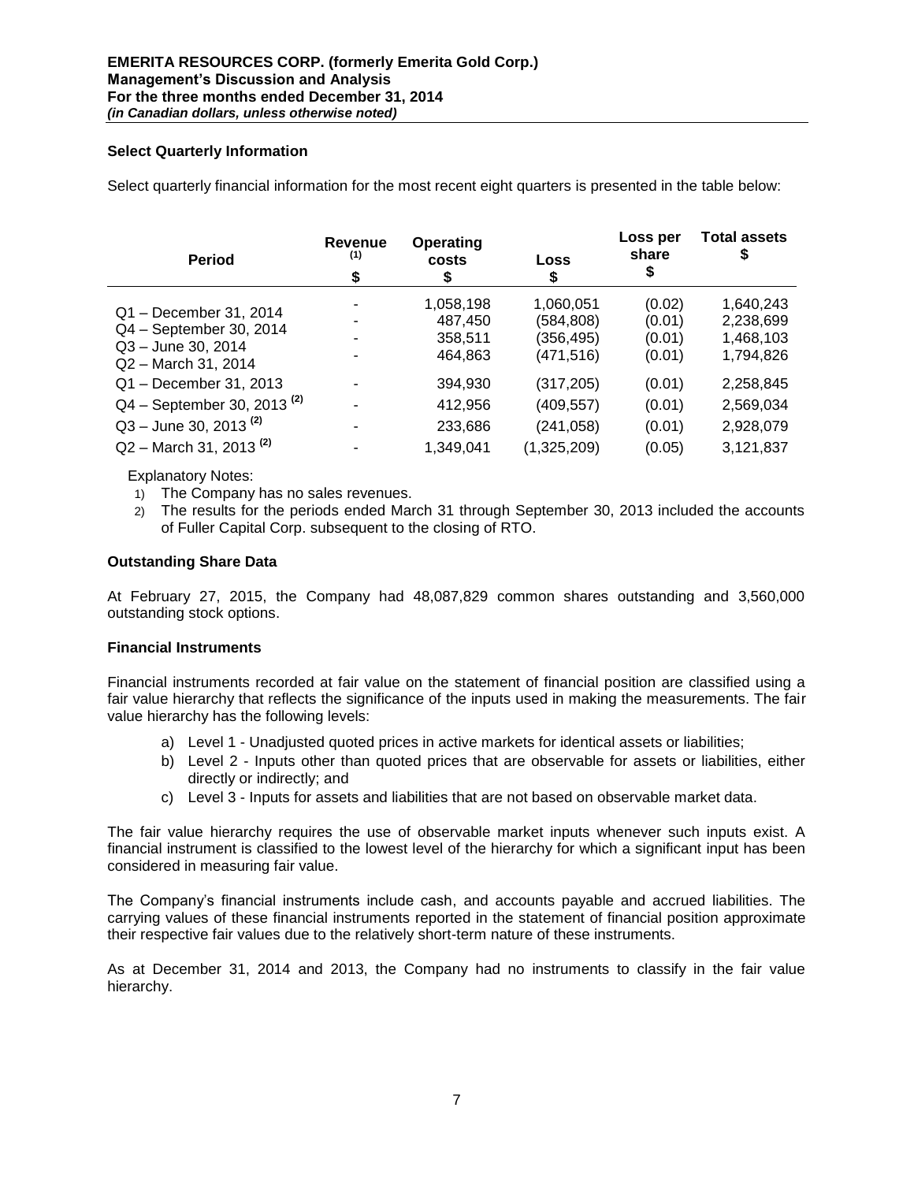### Select Quarterly Information

Select quarterly financial information for the most recent eight quarters is presented in the table below:

| Period | Revenue [(1)] $ | Operating costs $ | Loss $ | Loss per share $ | Total assets $ |
|---|---|---|---|---|---|
| Q1 – December 31, 2014 | - | 1,058,198 | 1,060,051 | (0.02) | 1,640,243 |
| Q4 – September 30, 2014 | - | 487,450 | (584,808) | (0.01) | 2,238,699 |
| Q3 – June 30, 2014 | - | 358,511 | (356,495) | (0.01) | 1,468,103 |
| Q2 – March 31, 2014 | - | 464,863 | (471,516) | (0.01) | 1,794,826 |
| Q1 – December 31, 2013 | - | 394,930 | (317,205) | (0.01) | 2,258,845 |
| Q4 – September 30, 2013 [(2)] | - | 412,956 | (409,557) | (0.01) | 2,569,034 |
| Q3 – June 30, 2013 [(2)] | - | 233,686 | (241,058) | (0.01) | 2,928,079 |
| Q2 – March 31, 2013 [(2)] | - | 1,349,041 | (1,325,209) | (0.05) | 3,121,837 |

Explanatory Notes:

1) The Company has no sales revenues.
2) The results for the periods ended March 31 through September 30, 2013 included the accounts of Fuller Capital Corp. subsequent to the closing of RTO.

### Outstanding Share Data

At February 27, 2015, the Company had 48,087,829 common shares outstanding and 3,560,000 outstanding stock options.

### Financial Instruments

Financial instruments recorded at fair value on the statement of financial position are classified using a fair value hierarchy that reflects the significance of the inputs used in making the measurements. The fair value hierarchy has the following levels:

a) Level 1 - Unadjusted quoted prices in active markets for identical assets or liabilities;
b) Level 2 - Inputs other than quoted prices that are observable for assets or liabilities, either directly or indirectly; and
c) Level 3 - Inputs for assets and liabilities that are not based on observable market data.

The fair value hierarchy requires the use of observable market inputs whenever such inputs exist. A financial instrument is classified to the lowest level of the hierarchy for which a significant input has been considered in measuring fair value.

The Company's financial instruments include cash, and accounts payable and accrued liabilities. The carrying values of these financial instruments reported in the statement of financial position approximate their respective fair values due to the relatively short-term nature of these instruments.

As at December 31, 2014 and 2013, the Company had no instruments to classify in the fair value hierarchy.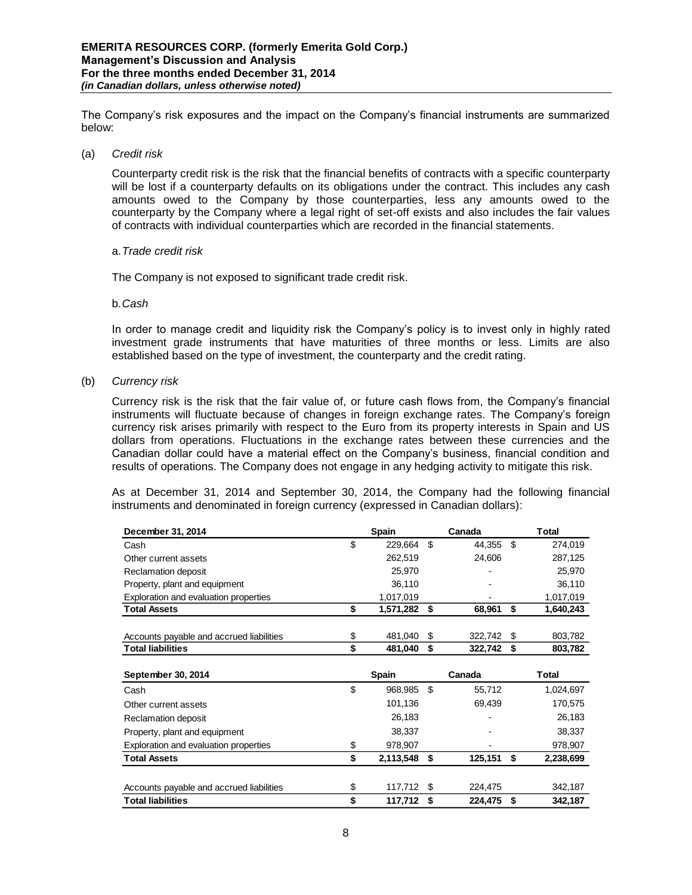The Company's risk exposures and the impact on the Company's financial instruments are summarized below:

(a) *Credit risk*

Counterparty credit risk is the risk that the financial benefits of contracts with a specific counterparty will be lost if a counterparty defaults on its obligations under the contract. This includes any cash amounts owed to the Company by those counterparties, less any amounts owed to the counterparty by the Company where a legal right of set-off exists and also includes the fair values of contracts with individual counterparties which are recorded in the financial statements.

a. *Trade credit risk*

The Company is not exposed to significant trade credit risk.

b. *Cash*

In order to manage credit and liquidity risk the Company's policy is to invest only in highly rated investment grade instruments that have maturities of three months or less. Limits are also established based on the type of investment, the counterparty and the credit rating.

(b) *Currency risk*

Currency risk is the risk that the fair value of, or future cash flows from, the Company's financial instruments will fluctuate because of changes in foreign exchange rates. The Company's foreign currency risk arises primarily with respect to the Euro from its property interests in Spain and US dollars from operations. Fluctuations in the exchange rates between these currencies and the Canadian dollar could have a material effect on the Company's business, financial condition and results of operations. The Company does not engage in any hedging activity to mitigate this risk.

As at December 31, 2014 and September 30, 2014, the Company had the following financial instruments and denominated in foreign currency (expressed in Canadian dollars):

| December 31, 2014 | Spain | Canada | Total |
|---|---|---|---|
| Cash | $ 229,664 | $ 44,355 | $ 274,019 |
| Other current assets | 262,519 | 24,606 | 287,125 |
| Reclamation deposit | 25,970 | - | 25,970 |
| Property, plant and equipment | 36,110 | - | 36,110 |
| Exploration and evaluation properties | 1,017,019 | - | 1,017,019 |
| **Total Assets** | **$ 1,571,282** | **$ 68,961** | **$ 1,640,243** |
| | | | |
| Accounts payable and accrued liabilities | $ 481,040 | $ 322,742 | $ 803,782 |
| **Total liabilities** | **$ 481,040** | **$ 322,742** | **$ 803,782** |

| September 30, 2014 | Spain | Canada | Total |
|---|---|---|---|
| Cash | $ 968,985 | $ 55,712 | 1,024,697 |
| Other current assets | 101,136 | 69,439 | 170,575 |
| Reclamation deposit | 26,183 | - | 26,183 |
| Property, plant and equipment | 38,337 | - | 38,337 |
| Exploration and evaluation properties | $ 978,907 | - | 978,907 |
| **Total Assets** | **$ 2,113,548** | **$ 125,151** | **$ 2,238,699** |
| | | | |
| Accounts payable and accrued liabilities | $ 117,712 | $ 224,475 | 342,187 |
| **Total liabilities** | **$ 117,712** | **$ 224,475** | **$ 342,187** |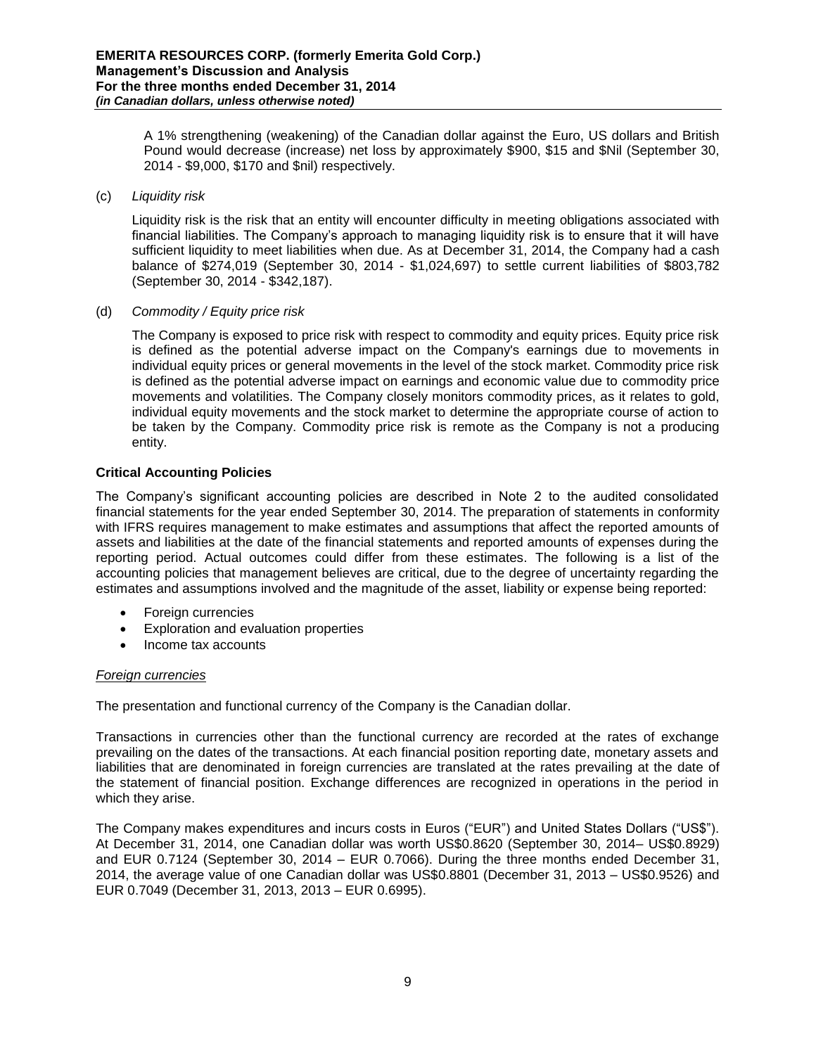A 1% strengthening (weakening) of the Canadian dollar against the Euro, US dollars and British Pound would decrease (increase) net loss by approximately $900, $15 and $Nil (September 30, 2014 - $9,000, $170 and $nil) respectively.

(c) *Liquidity risk*

Liquidity risk is the risk that an entity will encounter difficulty in meeting obligations associated with financial liabilities. The Company's approach to managing liquidity risk is to ensure that it will have sufficient liquidity to meet liabilities when due. As at December 31, 2014, the Company had a cash balance of $274,019 (September 30, 2014 - $1,024,697) to settle current liabilities of $803,782 (September 30, 2014 - $342,187).

(d) *Commodity / Equity price risk*

The Company is exposed to price risk with respect to commodity and equity prices. Equity price risk is defined as the potential adverse impact on the Company's earnings due to movements in individual equity prices or general movements in the level of the stock market. Commodity price risk is defined as the potential adverse impact on earnings and economic value due to commodity price movements and volatilities. The Company closely monitors commodity prices, as it relates to gold, individual equity movements and the stock market to determine the appropriate course of action to be taken by the Company. Commodity price risk is remote as the Company is not a producing entity.

## Critical Accounting Policies

The Company's significant accounting policies are described in Note 2 to the audited consolidated financial statements for the year ended September 30, 2014. The preparation of statements in conformity with IFRS requires management to make estimates and assumptions that affect the reported amounts of assets and liabilities at the date of the financial statements and reported amounts of expenses during the reporting period. Actual outcomes could differ from these estimates. The following is a list of the accounting policies that management believes are critical, due to the degree of uncertainty regarding the estimates and assumptions involved and the magnitude of the asset, liability or expense being reported:

- Foreign currencies
- Exploration and evaluation properties
- Income tax accounts

### *Foreign currencies*

The presentation and functional currency of the Company is the Canadian dollar.

Transactions in currencies other than the functional currency are recorded at the rates of exchange prevailing on the dates of the transactions. At each financial position reporting date, monetary assets and liabilities that are denominated in foreign currencies are translated at the rates prevailing at the date of the statement of financial position. Exchange differences are recognized in operations in the period in which they arise.

The Company makes expenditures and incurs costs in Euros ("EUR") and United States Dollars ("US$"). At December 31, 2014, one Canadian dollar was worth US$0.8620 (September 30, 2014– US$0.8929) and EUR 0.7124 (September 30, 2014 – EUR 0.7066). During the three months ended December 31, 2014, the average value of one Canadian dollar was US$0.8801 (December 31, 2013 – US$0.9526) and EUR 0.7049 (December 31, 2013, 2013 – EUR 0.6995).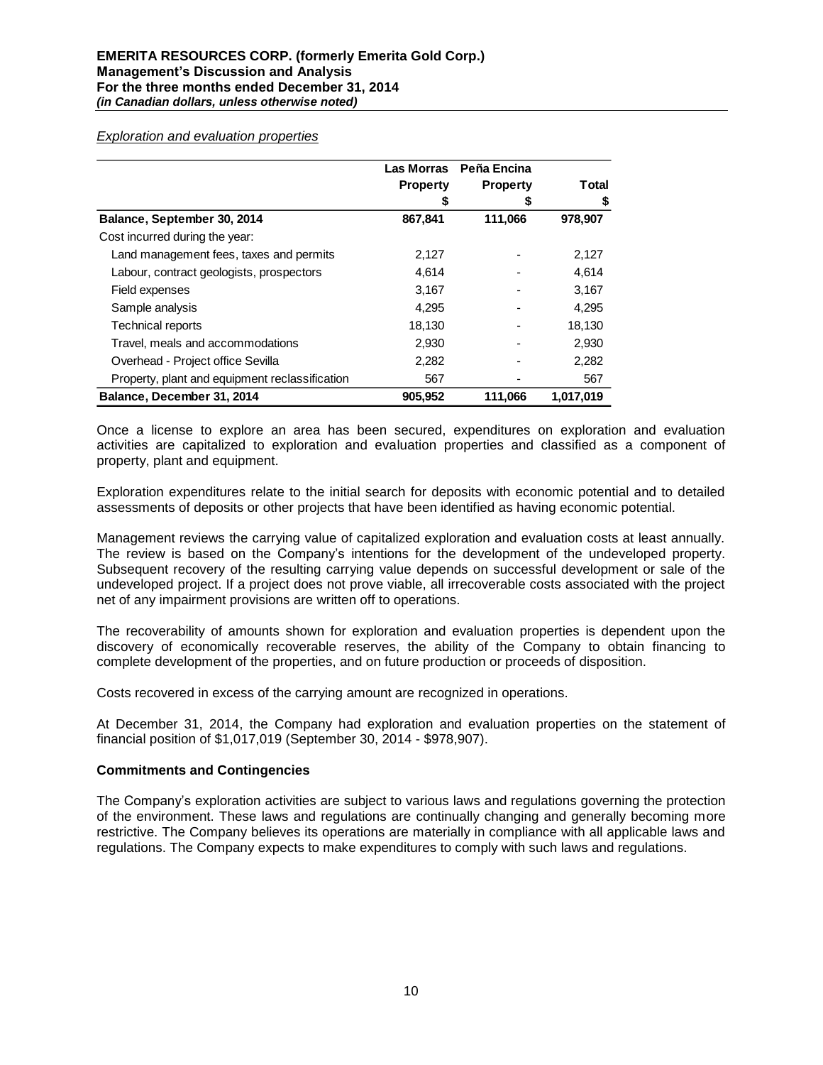*Exploration and evaluation properties*

| | Las Morras Property | Peña Encina Property | Total |
|---|---|---|---|
| | $ | $ | $ |
| **Balance, September 30, 2014** | **867,841** | **111,066** | **978,907** |
| Cost incurred during the year: | | | |
| Land management fees, taxes and permits | 2,127 | - | 2,127 |
| Labour, contract geologists, prospectors | 4,614 | - | 4,614 |
| Field expenses | 3,167 | - | 3,167 |
| Sample analysis | 4,295 | - | 4,295 |
| Technical reports | 18,130 | - | 18,130 |
| Travel, meals and accommodations | 2,930 | - | 2,930 |
| Overhead - Project office Sevilla | 2,282 | - | 2,282 |
| Property, plant and equipment reclassification | 567 | - | 567 |
| **Balance, December 31, 2014** | **905,952** | **111,066** | **1,017,019** |

Once a license to explore an area has been secured, expenditures on exploration and evaluation activities are capitalized to exploration and evaluation properties and classified as a component of property, plant and equipment.

Exploration expenditures relate to the initial search for deposits with economic potential and to detailed assessments of deposits or other projects that have been identified as having economic potential.

Management reviews the carrying value of capitalized exploration and evaluation costs at least annually. The review is based on the Company's intentions for the development of the undeveloped property. Subsequent recovery of the resulting carrying value depends on successful development or sale of the undeveloped project. If a project does not prove viable, all irrecoverable costs associated with the project net of any impairment provisions are written off to operations.

The recoverability of amounts shown for exploration and evaluation properties is dependent upon the discovery of economically recoverable reserves, the ability of the Company to obtain financing to complete development of the properties, and on future production or proceeds of disposition.

Costs recovered in excess of the carrying amount are recognized in operations.

At December 31, 2014, the Company had exploration and evaluation properties on the statement of financial position of $1,017,019 (September 30, 2014 - $978,907).

**Commitments and Contingencies**

The Company's exploration activities are subject to various laws and regulations governing the protection of the environment. These laws and regulations are continually changing and generally becoming more restrictive. The Company believes its operations are materially in compliance with all applicable laws and regulations. The Company expects to make expenditures to comply with such laws and regulations.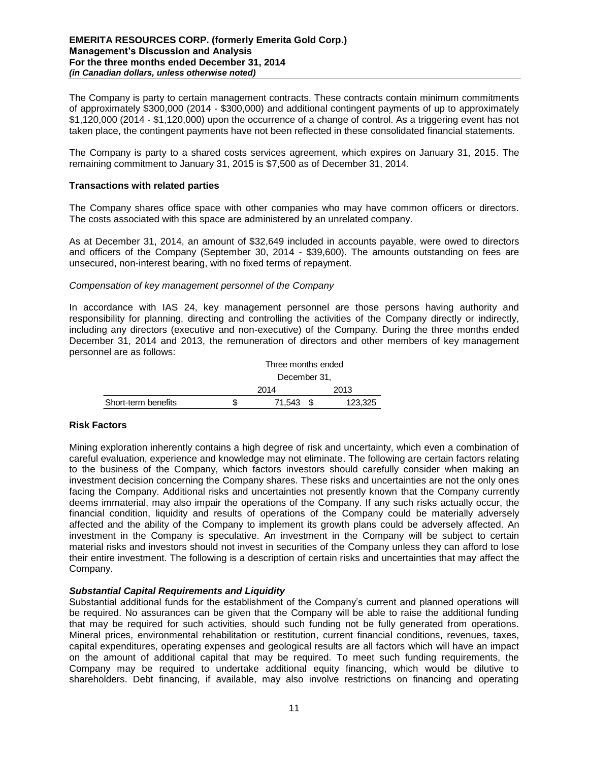The Company is party to certain management contracts. These contracts contain minimum commitments of approximately $300,000 (2014 - $300,000) and additional contingent payments of up to approximately $1,120,000 (2014 - $1,120,000) upon the occurrence of a change of control. As a triggering event has not taken place, the contingent payments have not been reflected in these consolidated financial statements.

The Company is party to a shared costs services agreement, which expires on January 31, 2015. The remaining commitment to January 31, 2015 is $7,500 as of December 31, 2014.

### Transactions with related parties

The Company shares office space with other companies who may have common officers or directors. The costs associated with this space are administered by an unrelated company.

As at December 31, 2014, an amount of $32,649 included in accounts payable, were owed to directors and officers of the Company (September 30, 2014 - $39,600). The amounts outstanding on fees are unsecured, non-interest bearing, with no fixed terms of repayment.

*Compensation of key management personnel of the Company*

In accordance with IAS 24, key management personnel are those persons having authority and responsibility for planning, directing and controlling the activities of the Company directly or indirectly, including any directors (executive and non-executive) of the Company. During the three months ended December 31, 2014 and 2013, the remuneration of directors and other members of key management personnel are as follows:

| | Three months ended December 31, | |
|---|---|---|
| | 2014 | 2013 |
| Short-term benefits | $ 71,543 | $ 123,325 |

### Risk Factors

Mining exploration inherently contains a high degree of risk and uncertainty, which even a combination of careful evaluation, experience and knowledge may not eliminate. The following are certain factors relating to the business of the Company, which factors investors should carefully consider when making an investment decision concerning the Company shares. These risks and uncertainties are not the only ones facing the Company. Additional risks and uncertainties not presently known that the Company currently deems immaterial, may also impair the operations of the Company. If any such risks actually occur, the financial condition, liquidity and results of operations of the Company could be materially adversely affected and the ability of the Company to implement its growth plans could be adversely affected. An investment in the Company is speculative. An investment in the Company will be subject to certain material risks and investors should not invest in securities of the Company unless they can afford to lose their entire investment. The following is a description of certain risks and uncertainties that may affect the Company.

***Substantial Capital Requirements and Liquidity***

Substantial additional funds for the establishment of the Company's current and planned operations will be required. No assurances can be given that the Company will be able to raise the additional funding that may be required for such activities, should such funding not be fully generated from operations. Mineral prices, environmental rehabilitation or restitution, current financial conditions, revenues, taxes, capital expenditures, operating expenses and geological results are all factors which will have an impact on the amount of additional capital that may be required. To meet such funding requirements, the Company may be required to undertake additional equity financing, which would be dilutive to shareholders. Debt financing, if available, may also involve restrictions on financing and operating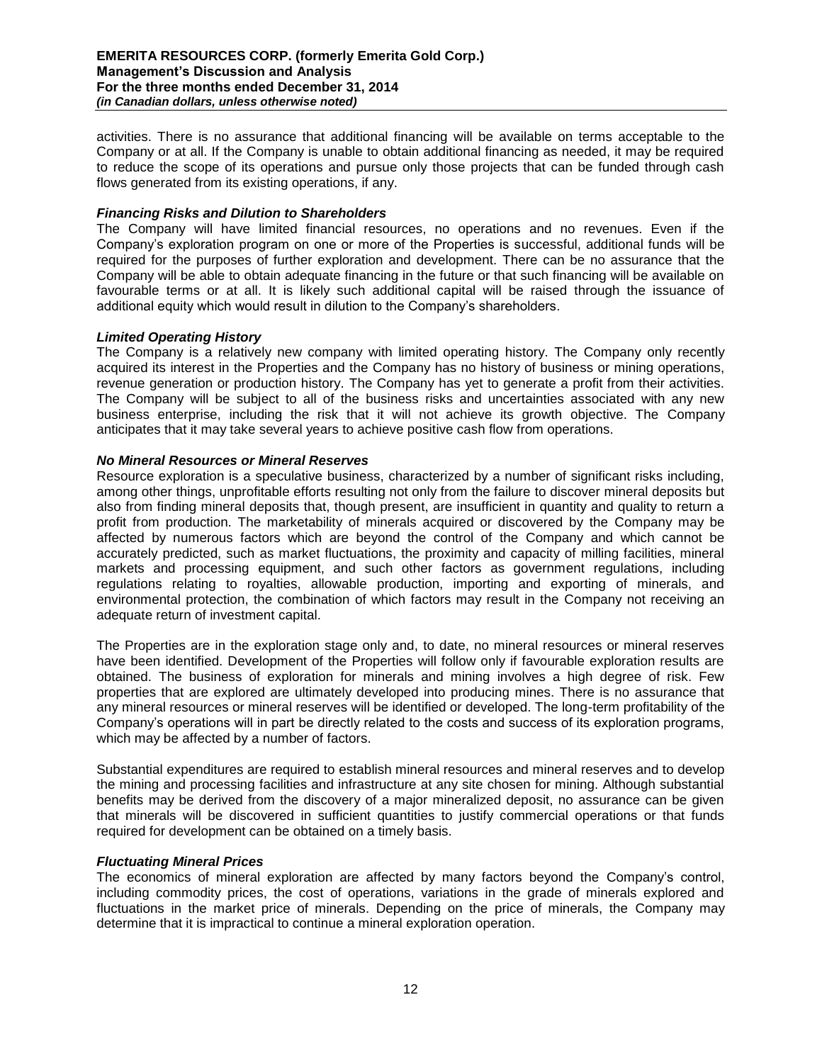activities. There is no assurance that additional financing will be available on terms acceptable to the Company or at all. If the Company is unable to obtain additional financing as needed, it may be required to reduce the scope of its operations and pursue only those projects that can be funded through cash flows generated from its existing operations, if any.

***Financing Risks and Dilution to Shareholders***

The Company will have limited financial resources, no operations and no revenues. Even if the Company's exploration program on one or more of the Properties is successful, additional funds will be required for the purposes of further exploration and development. There can be no assurance that the Company will be able to obtain adequate financing in the future or that such financing will be available on favourable terms or at all. It is likely such additional capital will be raised through the issuance of additional equity which would result in dilution to the Company's shareholders.

***Limited Operating History***

The Company is a relatively new company with limited operating history. The Company only recently acquired its interest in the Properties and the Company has no history of business or mining operations, revenue generation or production history. The Company has yet to generate a profit from their activities. The Company will be subject to all of the business risks and uncertainties associated with any new business enterprise, including the risk that it will not achieve its growth objective. The Company anticipates that it may take several years to achieve positive cash flow from operations.

***No Mineral Resources or Mineral Reserves***

Resource exploration is a speculative business, characterized by a number of significant risks including, among other things, unprofitable efforts resulting not only from the failure to discover mineral deposits but also from finding mineral deposits that, though present, are insufficient in quantity and quality to return a profit from production. The marketability of minerals acquired or discovered by the Company may be affected by numerous factors which are beyond the control of the Company and which cannot be accurately predicted, such as market fluctuations, the proximity and capacity of milling facilities, mineral markets and processing equipment, and such other factors as government regulations, including regulations relating to royalties, allowable production, importing and exporting of minerals, and environmental protection, the combination of which factors may result in the Company not receiving an adequate return of investment capital.

The Properties are in the exploration stage only and, to date, no mineral resources or mineral reserves have been identified. Development of the Properties will follow only if favourable exploration results are obtained. The business of exploration for minerals and mining involves a high degree of risk. Few properties that are explored are ultimately developed into producing mines. There is no assurance that any mineral resources or mineral reserves will be identified or developed. The long-term profitability of the Company's operations will in part be directly related to the costs and success of its exploration programs, which may be affected by a number of factors.

Substantial expenditures are required to establish mineral resources and mineral reserves and to develop the mining and processing facilities and infrastructure at any site chosen for mining. Although substantial benefits may be derived from the discovery of a major mineralized deposit, no assurance can be given that minerals will be discovered in sufficient quantities to justify commercial operations or that funds required for development can be obtained on a timely basis.

***Fluctuating Mineral Prices***

The economics of mineral exploration are affected by many factors beyond the Company's control, including commodity prices, the cost of operations, variations in the grade of minerals explored and fluctuations in the market price of minerals. Depending on the price of minerals, the Company may determine that it is impractical to continue a mineral exploration operation.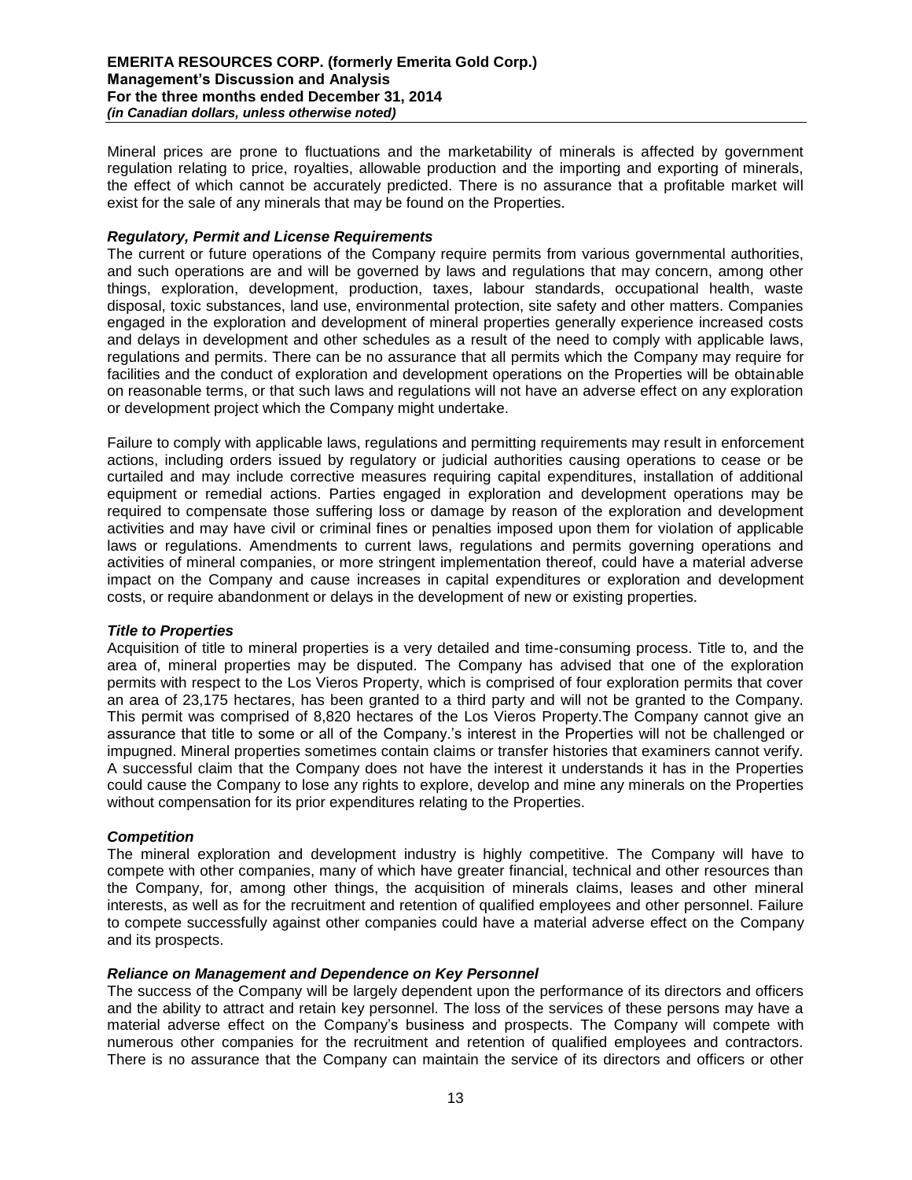Mineral prices are prone to fluctuations and the marketability of minerals is affected by government regulation relating to price, royalties, allowable production and the importing and exporting of minerals, the effect of which cannot be accurately predicted. There is no assurance that a profitable market will exist for the sale of any minerals that may be found on the Properties.

### *Regulatory, Permit and License Requirements*

The current or future operations of the Company require permits from various governmental authorities, and such operations are and will be governed by laws and regulations that may concern, among other things, exploration, development, production, taxes, labour standards, occupational health, waste disposal, toxic substances, land use, environmental protection, site safety and other matters. Companies engaged in the exploration and development of mineral properties generally experience increased costs and delays in development and other schedules as a result of the need to comply with applicable laws, regulations and permits. There can be no assurance that all permits which the Company may require for facilities and the conduct of exploration and development operations on the Properties will be obtainable on reasonable terms, or that such laws and regulations will not have an adverse effect on any exploration or development project which the Company might undertake.

Failure to comply with applicable laws, regulations and permitting requirements may result in enforcement actions, including orders issued by regulatory or judicial authorities causing operations to cease or be curtailed and may include corrective measures requiring capital expenditures, installation of additional equipment or remedial actions. Parties engaged in exploration and development operations may be required to compensate those suffering loss or damage by reason of the exploration and development activities and may have civil or criminal fines or penalties imposed upon them for violation of applicable laws or regulations. Amendments to current laws, regulations and permits governing operations and activities of mineral companies, or more stringent implementation thereof, could have a material adverse impact on the Company and cause increases in capital expenditures or exploration and development costs, or require abandonment or delays in the development of new or existing properties.

### *Title to Properties*

Acquisition of title to mineral properties is a very detailed and time-consuming process. Title to, and the area of, mineral properties may be disputed. The Company has advised that one of the exploration permits with respect to the Los Vieros Property, which is comprised of four exploration permits that cover an area of 23,175 hectares, has been granted to a third party and will not be granted to the Company. This permit was comprised of 8,820 hectares of the Los Vieros Property.The Company cannot give an assurance that title to some or all of the Company.'s interest in the Properties will not be challenged or impugned. Mineral properties sometimes contain claims or transfer histories that examiners cannot verify. A successful claim that the Company does not have the interest it understands it has in the Properties could cause the Company to lose any rights to explore, develop and mine any minerals on the Properties without compensation for its prior expenditures relating to the Properties.

### *Competition*

The mineral exploration and development industry is highly competitive. The Company will have to compete with other companies, many of which have greater financial, technical and other resources than the Company, for, among other things, the acquisition of minerals claims, leases and other mineral interests, as well as for the recruitment and retention of qualified employees and other personnel. Failure to compete successfully against other companies could have a material adverse effect on the Company and its prospects.

### *Reliance on Management and Dependence on Key Personnel*

The success of the Company will be largely dependent upon the performance of its directors and officers and the ability to attract and retain key personnel. The loss of the services of these persons may have a material adverse effect on the Company's business and prospects. The Company will compete with numerous other companies for the recruitment and retention of qualified employees and contractors. There is no assurance that the Company can maintain the service of its directors and officers or other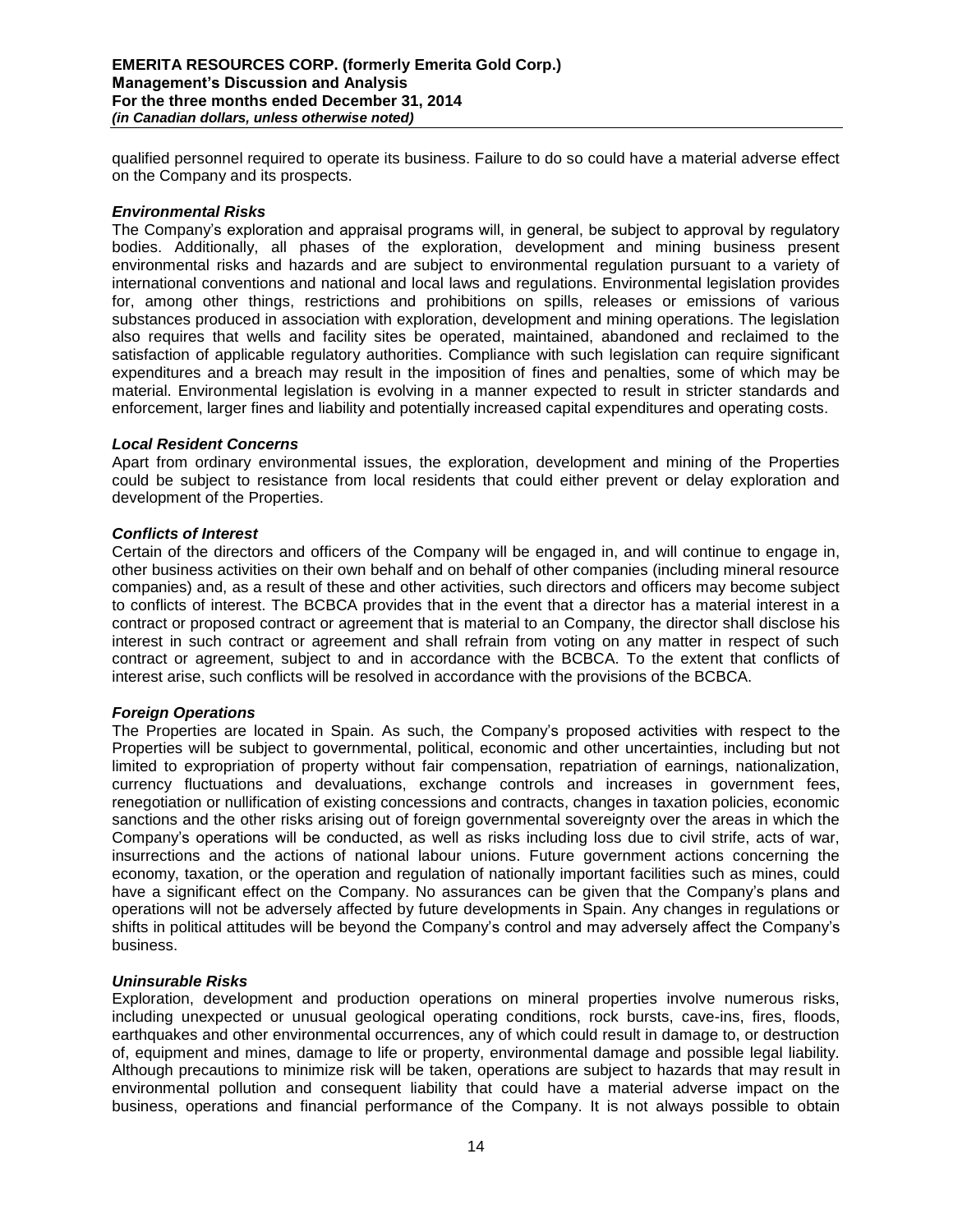qualified personnel required to operate its business. Failure to do so could have a material adverse effect on the Company and its prospects.

***Environmental Risks***

The Company's exploration and appraisal programs will, in general, be subject to approval by regulatory bodies. Additionally, all phases of the exploration, development and mining business present environmental risks and hazards and are subject to environmental regulation pursuant to a variety of international conventions and national and local laws and regulations. Environmental legislation provides for, among other things, restrictions and prohibitions on spills, releases or emissions of various substances produced in association with exploration, development and mining operations. The legislation also requires that wells and facility sites be operated, maintained, abandoned and reclaimed to the satisfaction of applicable regulatory authorities. Compliance with such legislation can require significant expenditures and a breach may result in the imposition of fines and penalties, some of which may be material. Environmental legislation is evolving in a manner expected to result in stricter standards and enforcement, larger fines and liability and potentially increased capital expenditures and operating costs.

***Local Resident Concerns***

Apart from ordinary environmental issues, the exploration, development and mining of the Properties could be subject to resistance from local residents that could either prevent or delay exploration and development of the Properties.

***Conflicts of Interest***

Certain of the directors and officers of the Company will be engaged in, and will continue to engage in, other business activities on their own behalf and on behalf of other companies (including mineral resource companies) and, as a result of these and other activities, such directors and officers may become subject to conflicts of interest. The BCBCA provides that in the event that a director has a material interest in a contract or proposed contract or agreement that is material to an Company, the director shall disclose his interest in such contract or agreement and shall refrain from voting on any matter in respect of such contract or agreement, subject to and in accordance with the BCBCA. To the extent that conflicts of interest arise, such conflicts will be resolved in accordance with the provisions of the BCBCA.

***Foreign Operations***

The Properties are located in Spain. As such, the Company's proposed activities with respect to the Properties will be subject to governmental, political, economic and other uncertainties, including but not limited to expropriation of property without fair compensation, repatriation of earnings, nationalization, currency fluctuations and devaluations, exchange controls and increases in government fees, renegotiation or nullification of existing concessions and contracts, changes in taxation policies, economic sanctions and the other risks arising out of foreign governmental sovereignty over the areas in which the Company's operations will be conducted, as well as risks including loss due to civil strife, acts of war, insurrections and the actions of national labour unions. Future government actions concerning the economy, taxation, or the operation and regulation of nationally important facilities such as mines, could have a significant effect on the Company. No assurances can be given that the Company's plans and operations will not be adversely affected by future developments in Spain. Any changes in regulations or shifts in political attitudes will be beyond the Company's control and may adversely affect the Company's business.

***Uninsurable Risks***

Exploration, development and production operations on mineral properties involve numerous risks, including unexpected or unusual geological operating conditions, rock bursts, cave-ins, fires, floods, earthquakes and other environmental occurrences, any of which could result in damage to, or destruction of, equipment and mines, damage to life or property, environmental damage and possible legal liability. Although precautions to minimize risk will be taken, operations are subject to hazards that may result in environmental pollution and consequent liability that could have a material adverse impact on the business, operations and financial performance of the Company. It is not always possible to obtain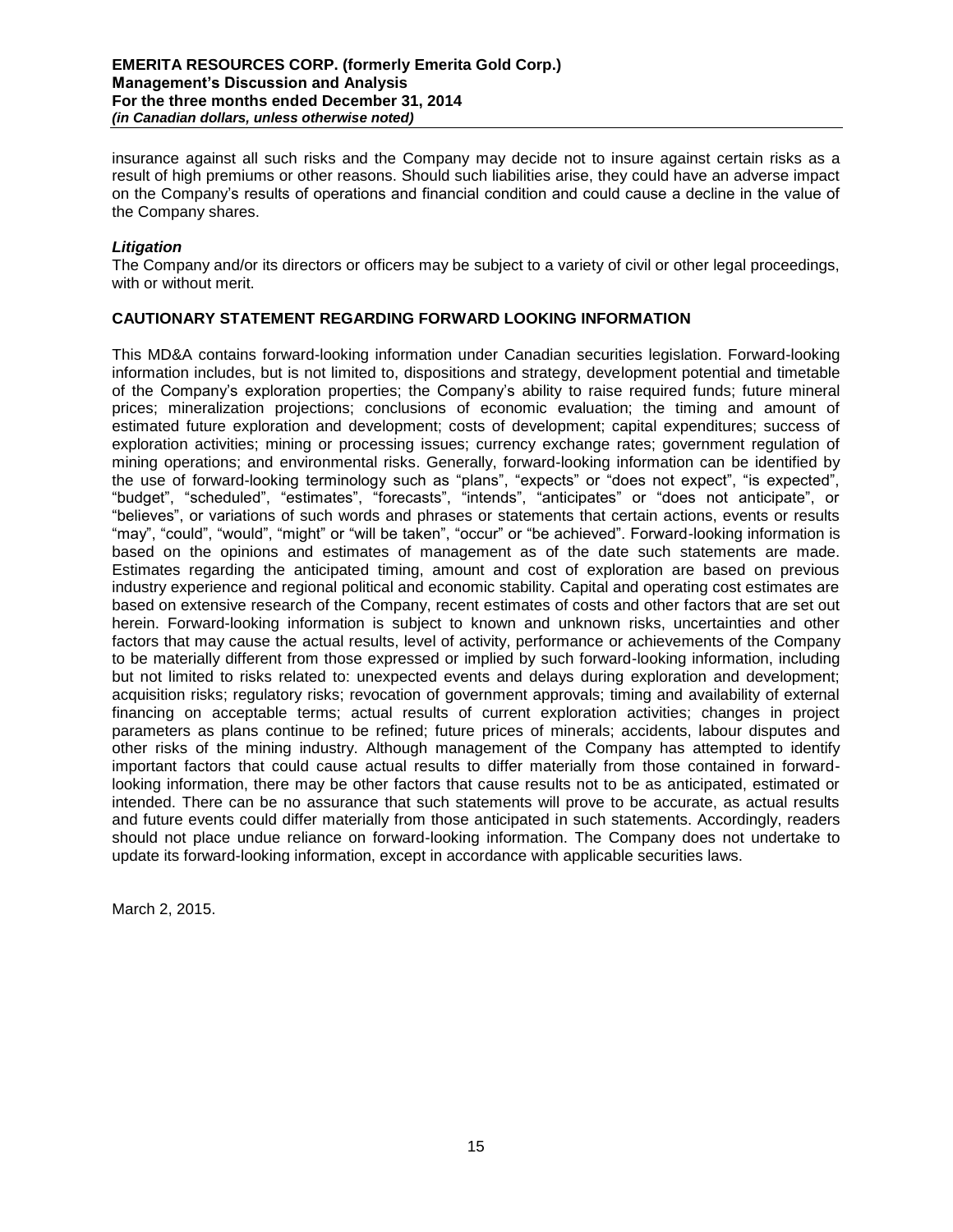insurance against all such risks and the Company may decide not to insure against certain risks as a result of high premiums or other reasons. Should such liabilities arise, they could have an adverse impact on the Company's results of operations and financial condition and could cause a decline in the value of the Company shares.

### *Litigation*

The Company and/or its directors or officers may be subject to a variety of civil or other legal proceedings, with or without merit.

## CAUTIONARY STATEMENT REGARDING FORWARD LOOKING INFORMATION

This MD&A contains forward-looking information under Canadian securities legislation. Forward-looking information includes, but is not limited to, dispositions and strategy, development potential and timetable of the Company's exploration properties; the Company's ability to raise required funds; future mineral prices; mineralization projections; conclusions of economic evaluation; the timing and amount of estimated future exploration and development; costs of development; capital expenditures; success of exploration activities; mining or processing issues; currency exchange rates; government regulation of mining operations; and environmental risks. Generally, forward-looking information can be identified by the use of forward-looking terminology such as "plans", "expects" or "does not expect", "is expected", "budget", "scheduled", "estimates", "forecasts", "intends", "anticipates" or "does not anticipate", or "believes", or variations of such words and phrases or statements that certain actions, events or results "may", "could", "would", "might" or "will be taken", "occur" or "be achieved". Forward-looking information is based on the opinions and estimates of management as of the date such statements are made. Estimates regarding the anticipated timing, amount and cost of exploration are based on previous industry experience and regional political and economic stability. Capital and operating cost estimates are based on extensive research of the Company, recent estimates of costs and other factors that are set out herein. Forward-looking information is subject to known and unknown risks, uncertainties and other factors that may cause the actual results, level of activity, performance or achievements of the Company to be materially different from those expressed or implied by such forward-looking information, including but not limited to risks related to: unexpected events and delays during exploration and development; acquisition risks; regulatory risks; revocation of government approvals; timing and availability of external financing on acceptable terms; actual results of current exploration activities; changes in project parameters as plans continue to be refined; future prices of minerals; accidents, labour disputes and other risks of the mining industry. Although management of the Company has attempted to identify important factors that could cause actual results to differ materially from those contained in forward-looking information, there may be other factors that cause results not to be as anticipated, estimated or intended. There can be no assurance that such statements will prove to be accurate, as actual results and future events could differ materially from those anticipated in such statements. Accordingly, readers should not place undue reliance on forward-looking information. The Company does not undertake to update its forward-looking information, except in accordance with applicable securities laws.

March 2, 2015.